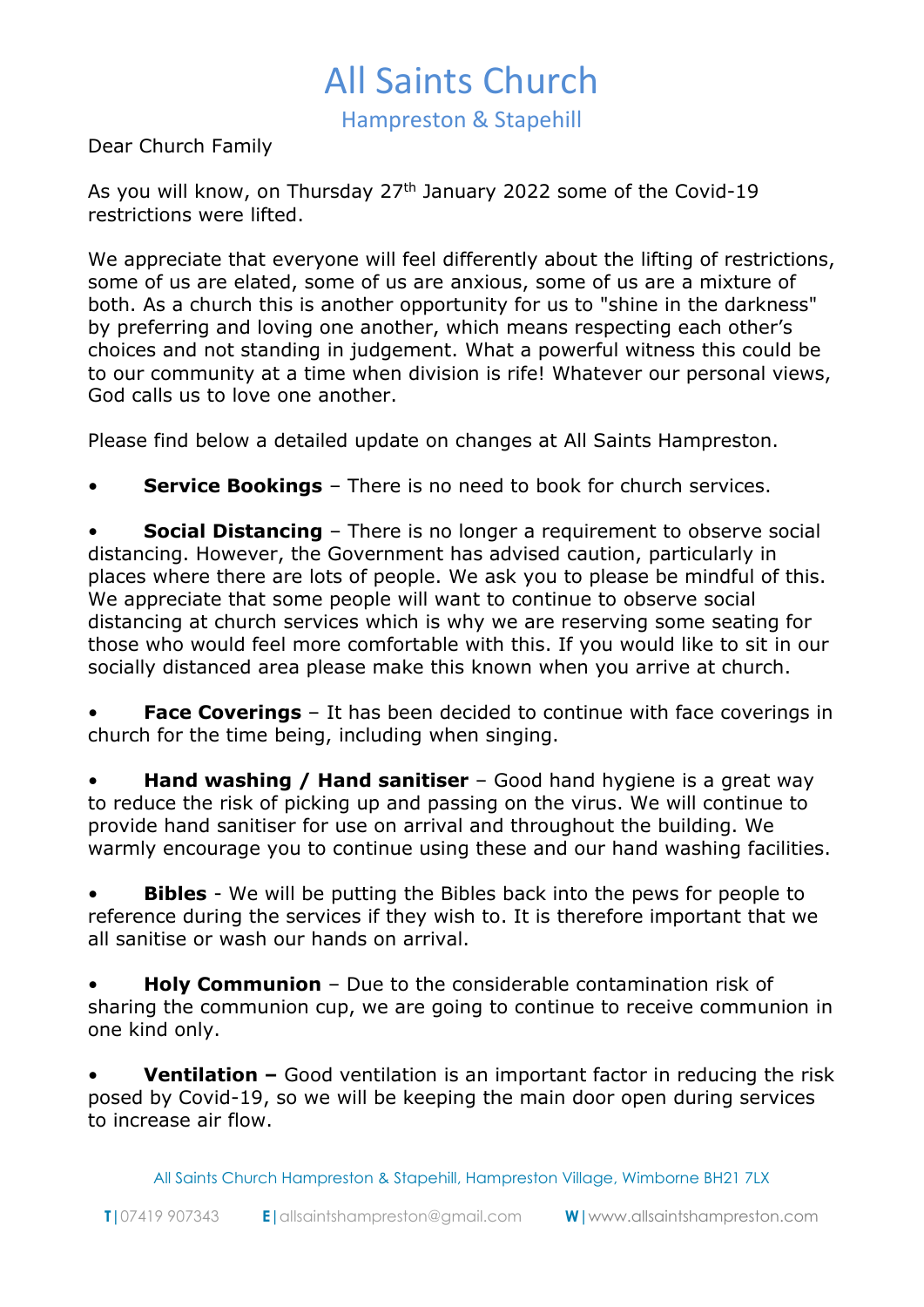# All Saints Church

## Hampreston & Stapehill

Dear Church Family

As you will know, on Thursday 27th January 2022 some of the Covid-19 restrictions were lifted.

We appreciate that everyone will feel differently about the lifting of restrictions, some of us are elated, some of us are anxious, some of us are a mixture of both. As a church this is another opportunity for us to "shine in the darkness" by preferring and loving one another, which means respecting each other's choices and not standing in judgement. What a powerful witness this could be to our community at a time when division is rife! Whatever our personal views, God calls us to love one another.

Please find below a detailed update on changes at All Saints Hampreston.

- **Service Bookings** – There is no need to book for church services.

- **Social Distancing** – There is no longer a requirement to observe social distancing. However, the Government has advised caution, particularly in places where there are lots of people. We ask you to please be mindful of this. We appreciate that some people will want to continue to observe social distancing at church services which is why we are reserving some seating for those who would feel more comfortable with this. If you would like to sit in our socially distanced area please make this known when you arrive at church.

- **Face Coverings** – It has been decided to continue with face coverings in church for the time being, including when singing.

- **Hand washing / Hand sanitiser** – Good hand hygiene is a great way to reduce the risk of picking up and passing on the virus. We will continue to provide hand sanitiser for use on arrival and throughout the building. We warmly encourage you to continue using these and our hand washing facilities.

- **Bibles** - We will be putting the Bibles back into the pews for people to reference during the services if they wish to. It is therefore important that we all sanitise or wash our hands on arrival.

- **Holy Communion** – Due to the considerable contamination risk of sharing the communion cup, we are going to continue to receive communion in one kind only.

- **Ventilation –** Good ventilation is an important factor in reducing the risk posed by Covid-19, so we will be keeping the main door open during services to increase air flow.

All Saints Church Hampreston & Stapehill, Hampreston Village, Wimborne BH21 7LX

**T** | 07419 907343 **E** | allsaintshampreston@gmail.com **W** | www.allsaintshampreston.com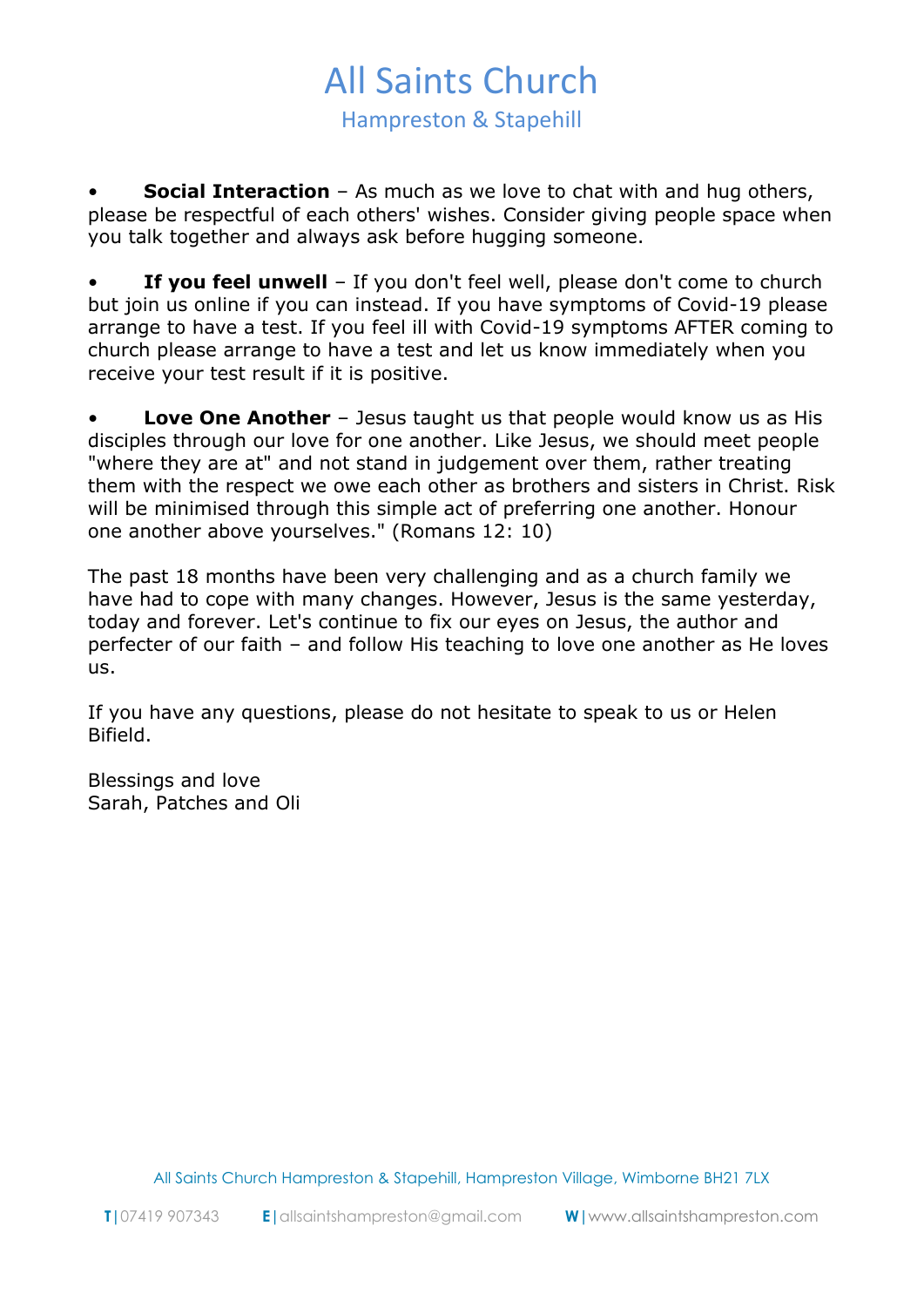- **Social Interaction** – As much as we love to chat with and hug others, please be respectful of each others' wishes. Consider giving people space when you talk together and always ask before hugging someone.

- **If you feel unwell** – If you don't feel well, please don't come to church but join us online if you can instead. If you have symptoms of Covid-19 please arrange to have a test. If you feel ill with Covid-19 symptoms AFTER coming to church please arrange to have a test and let us know immediately when you receive your test result if it is positive.

- **Love One Another** – Jesus taught us that people would know us as His disciples through our love for one another. Like Jesus, we should meet people "where they are at" and not stand in judgement over them, rather treating them with the respect we owe each other as brothers and sisters in Christ. Risk will be minimised through this simple act of preferring one another. Honour one another above yourselves." (Romans 12: 10)

The past 18 months have been very challenging and as a church family we have had to cope with many changes. However, Jesus is the same yesterday, today and forever. Let's continue to fix our eyes on Jesus, the author and perfecter of our faith – and follow His teaching to love one another as He loves us.

If you have any questions, please do not hesitate to speak to us or Helen Bifield.

Blessings and love
Sarah, Patches and Oli